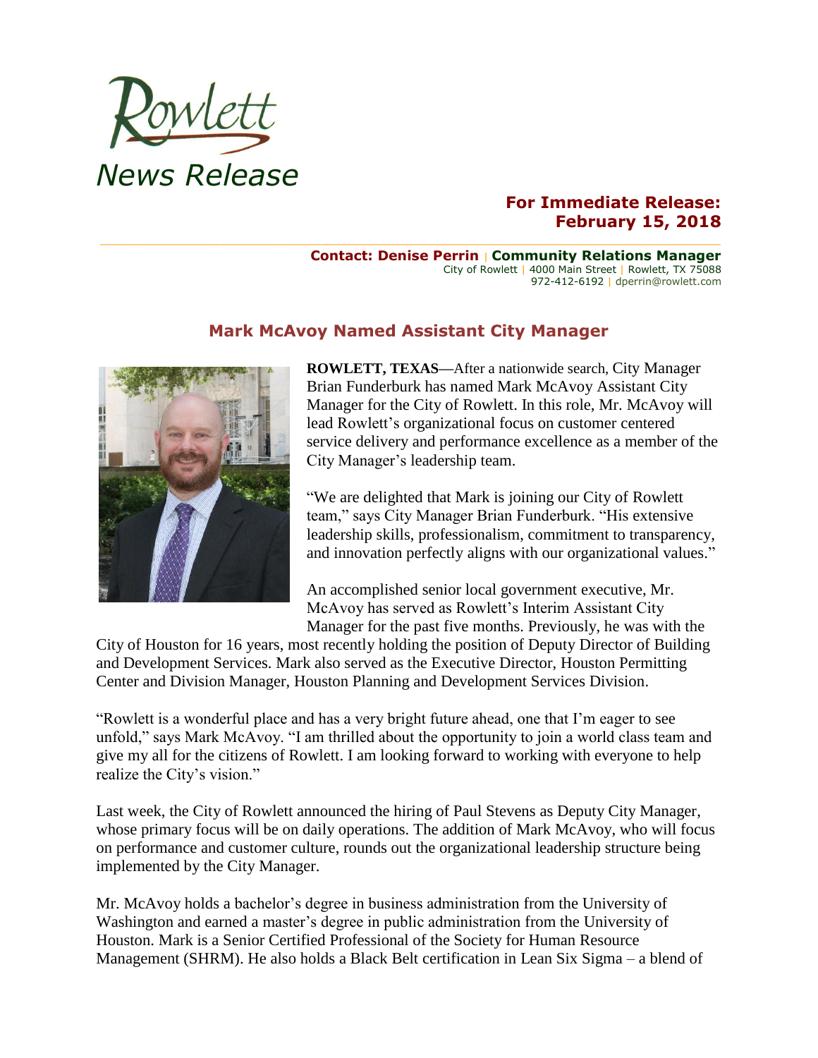Rowlett

*News Release*

**For Immediate Release: February 15, 2018**

**Contact: Denise Perrin | Community Relations Manager**
City of Rowlett | 4000 Main Street | Rowlett, TX 75088
972-412-6192 | dperrin@rowlett.com

## Mark McAvoy Named Assistant City Manager

**ROWLETT, TEXAS**—After a nationwide search, City Manager Brian Funderburk has named Mark McAvoy Assistant City Manager for the City of Rowlett. In this role, Mr. McAvoy will lead Rowlett's organizational focus on customer centered service delivery and performance excellence as a member of the City Manager's leadership team.

"We are delighted that Mark is joining our City of Rowlett team," says City Manager Brian Funderburk. "His extensive leadership skills, professionalism, commitment to transparency, and innovation perfectly aligns with our organizational values."

An accomplished senior local government executive, Mr. McAvoy has served as Rowlett's Interim Assistant City Manager for the past five months. Previously, he was with the City of Houston for 16 years, most recently holding the position of Deputy Director of Building and Development Services. Mark also served as the Executive Director, Houston Permitting Center and Division Manager, Houston Planning and Development Services Division.

"Rowlett is a wonderful place and has a very bright future ahead, one that I'm eager to see unfold," says Mark McAvoy. "I am thrilled about the opportunity to join a world class team and give my all for the citizens of Rowlett. I am looking forward to working with everyone to help realize the City's vision."

Last week, the City of Rowlett announced the hiring of Paul Stevens as Deputy City Manager, whose primary focus will be on daily operations. The addition of Mark McAvoy, who will focus on performance and customer culture, rounds out the organizational leadership structure being implemented by the City Manager.

Mr. McAvoy holds a bachelor's degree in business administration from the University of Washington and earned a master's degree in public administration from the University of Houston. Mark is a Senior Certified Professional of the Society for Human Resource Management (SHRM). He also holds a Black Belt certification in Lean Six Sigma – a blend of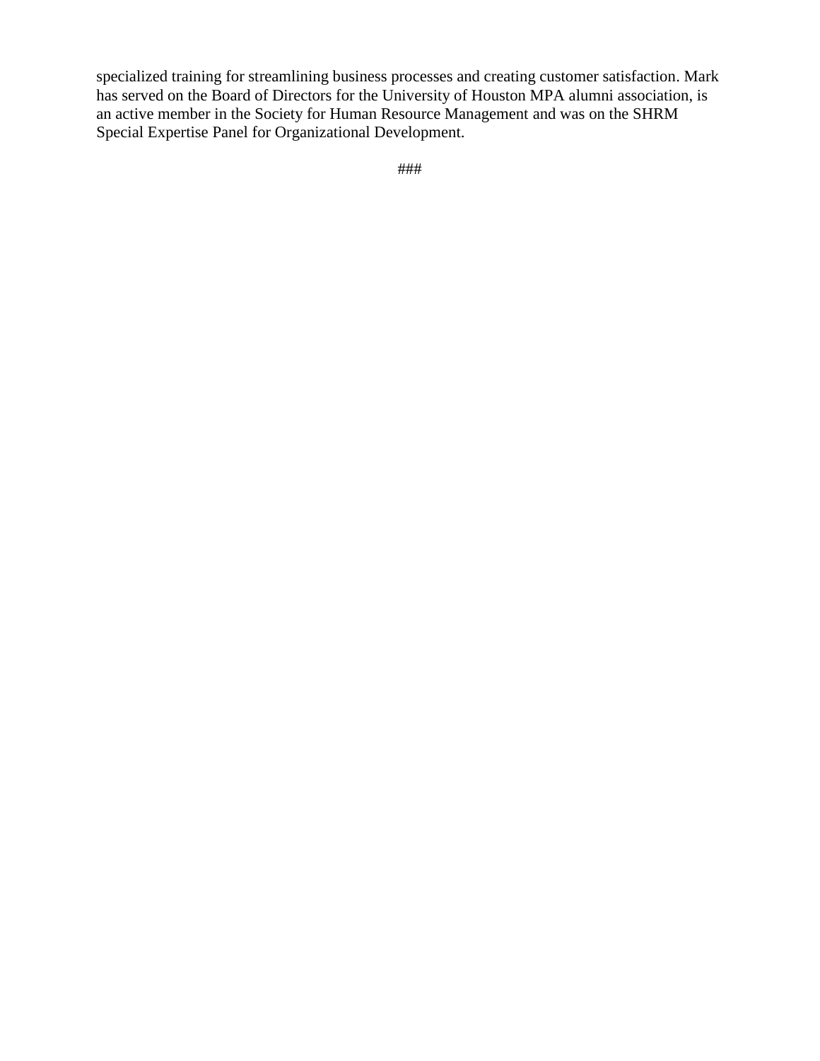specialized training for streamlining business processes and creating customer satisfaction. Mark has served on the Board of Directors for the University of Houston MPA alumni association, is an active member in the Society for Human Resource Management and was on the SHRM Special Expertise Panel for Organizational Development.

###